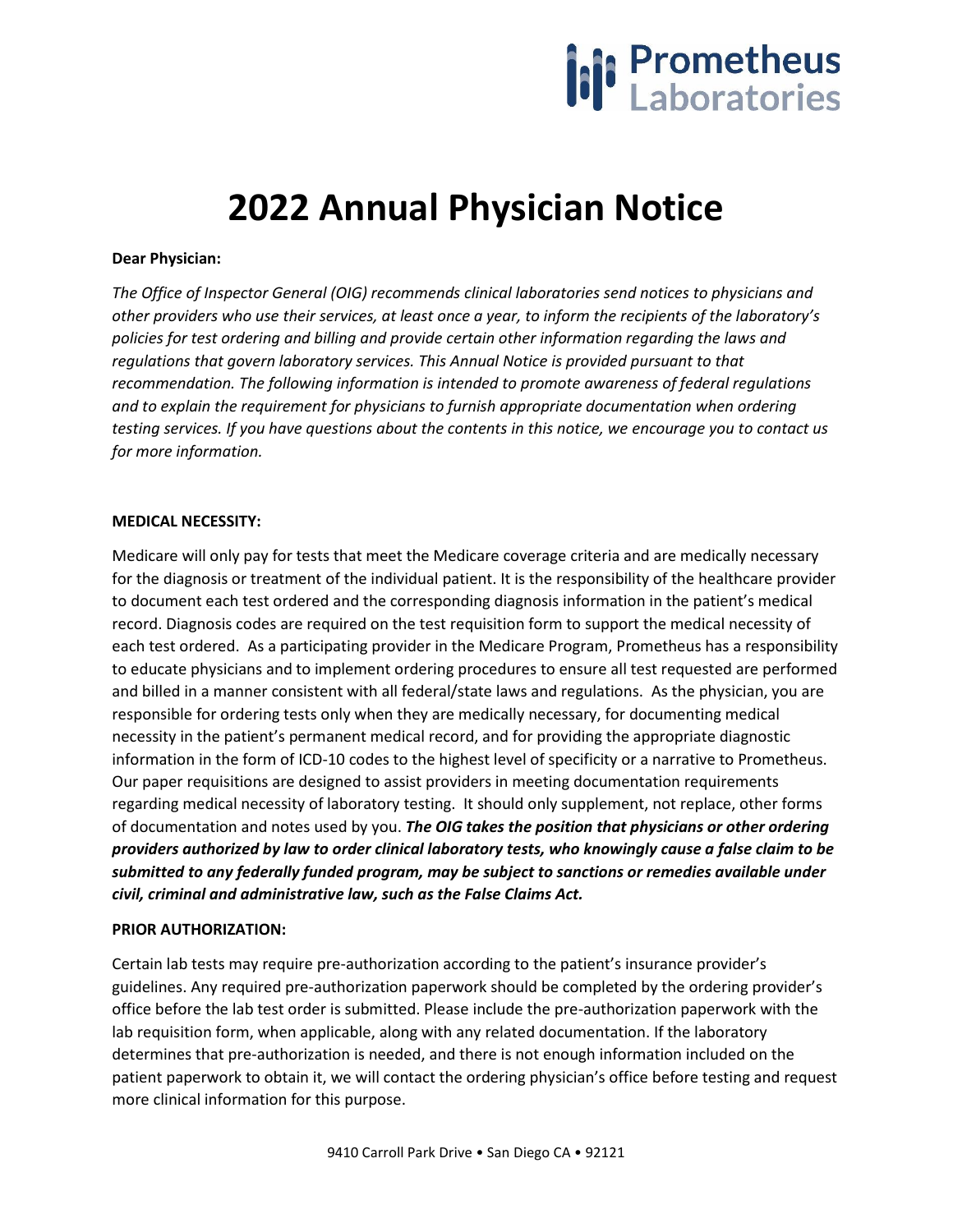# 2022 Annual Physician Notice

**Dear Physician:**

*The Office of Inspector General (OIG) recommends clinical laboratories send notices to physicians and other providers who use their services, at least once a year, to inform the recipients of the laboratory's policies for test ordering and billing and provide certain other information regarding the laws and regulations that govern laboratory services. This Annual Notice is provided pursuant to that recommendation. The following information is intended to promote awareness of federal regulations and to explain the requirement for physicians to furnish appropriate documentation when ordering testing services. If you have questions about the contents in this notice, we encourage you to contact us for more information.*

**MEDICAL NECESSITY:**

Medicare will only pay for tests that meet the Medicare coverage criteria and are medically necessary for the diagnosis or treatment of the individual patient. It is the responsibility of the healthcare provider to document each test ordered and the corresponding diagnosis information in the patient's medical record. Diagnosis codes are required on the test requisition form to support the medical necessity of each test ordered. As a participating provider in the Medicare Program, Prometheus has a responsibility to educate physicians and to implement ordering procedures to ensure all test requested are performed and billed in a manner consistent with all federal/state laws and regulations. As the physician, you are responsible for ordering tests only when they are medically necessary, for documenting medical necessity in the patient's permanent medical record, and for providing the appropriate diagnostic information in the form of ICD-10 codes to the highest level of specificity or a narrative to Prometheus. Our paper requisitions are designed to assist providers in meeting documentation requirements regarding medical necessity of laboratory testing. It should only supplement, not replace, other forms of documentation and notes used by you. ***The OIG takes the position that physicians or other ordering providers authorized by law to order clinical laboratory tests, who knowingly cause a false claim to be submitted to any federally funded program, may be subject to sanctions or remedies available under civil, criminal and administrative law, such as the False Claims Act.***

**PRIOR AUTHORIZATION:**

Certain lab tests may require pre-authorization according to the patient's insurance provider's guidelines. Any required pre-authorization paperwork should be completed by the ordering provider's office before the lab test order is submitted. Please include the pre-authorization paperwork with the lab requisition form, when applicable, along with any related documentation. If the laboratory determines that pre-authorization is needed, and there is not enough information included on the patient paperwork to obtain it, we will contact the ordering physician's office before testing and request more clinical information for this purpose.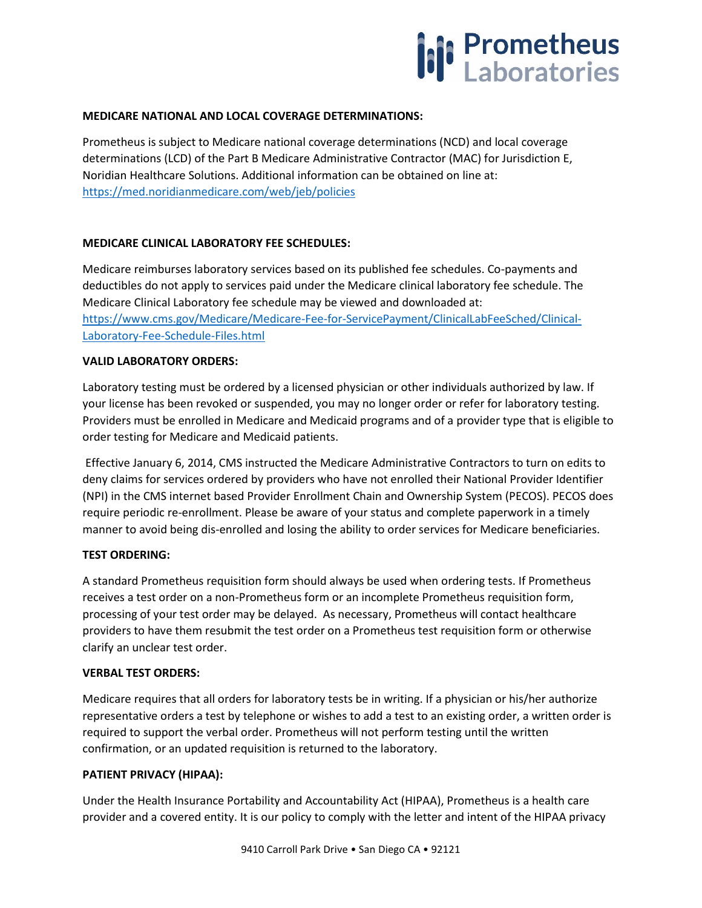**MEDICARE NATIONAL AND LOCAL COVERAGE DETERMINATIONS:**

Prometheus is subject to Medicare national coverage determinations (NCD) and local coverage determinations (LCD) of the Part B Medicare Administrative Contractor (MAC) for Jurisdiction E, Noridian Healthcare Solutions. Additional information can be obtained on line at: https://med.noridianmedicare.com/web/jeb/policies

**MEDICARE CLINICAL LABORATORY FEE SCHEDULES:**

Medicare reimburses laboratory services based on its published fee schedules. Co-payments and deductibles do not apply to services paid under the Medicare clinical laboratory fee schedule. The Medicare Clinical Laboratory fee schedule may be viewed and downloaded at: https://www.cms.gov/Medicare/Medicare-Fee-for-ServicePayment/ClinicalLabFeeSched/Clinical-Laboratory-Fee-Schedule-Files.html

**VALID LABORATORY ORDERS:**

Laboratory testing must be ordered by a licensed physician or other individuals authorized by law. If your license has been revoked or suspended, you may no longer order or refer for laboratory testing. Providers must be enrolled in Medicare and Medicaid programs and of a provider type that is eligible to order testing for Medicare and Medicaid patients.

Effective January 6, 2014, CMS instructed the Medicare Administrative Contractors to turn on edits to deny claims for services ordered by providers who have not enrolled their National Provider Identifier (NPI) in the CMS internet based Provider Enrollment Chain and Ownership System (PECOS). PECOS does require periodic re-enrollment. Please be aware of your status and complete paperwork in a timely manner to avoid being dis-enrolled and losing the ability to order services for Medicare beneficiaries.

**TEST ORDERING:**

A standard Prometheus requisition form should always be used when ordering tests. If Prometheus receives a test order on a non-Prometheus form or an incomplete Prometheus requisition form, processing of your test order may be delayed. As necessary, Prometheus will contact healthcare providers to have them resubmit the test order on a Prometheus test requisition form or otherwise clarify an unclear test order.

**VERBAL TEST ORDERS:**

Medicare requires that all orders for laboratory tests be in writing. If a physician or his/her authorize representative orders a test by telephone or wishes to add a test to an existing order, a written order is required to support the verbal order. Prometheus will not perform testing until the written confirmation, or an updated requisition is returned to the laboratory.

**PATIENT PRIVACY (HIPAA):**

Under the Health Insurance Portability and Accountability Act (HIPAA), Prometheus is a health care provider and a covered entity. It is our policy to comply with the letter and intent of the HIPAA privacy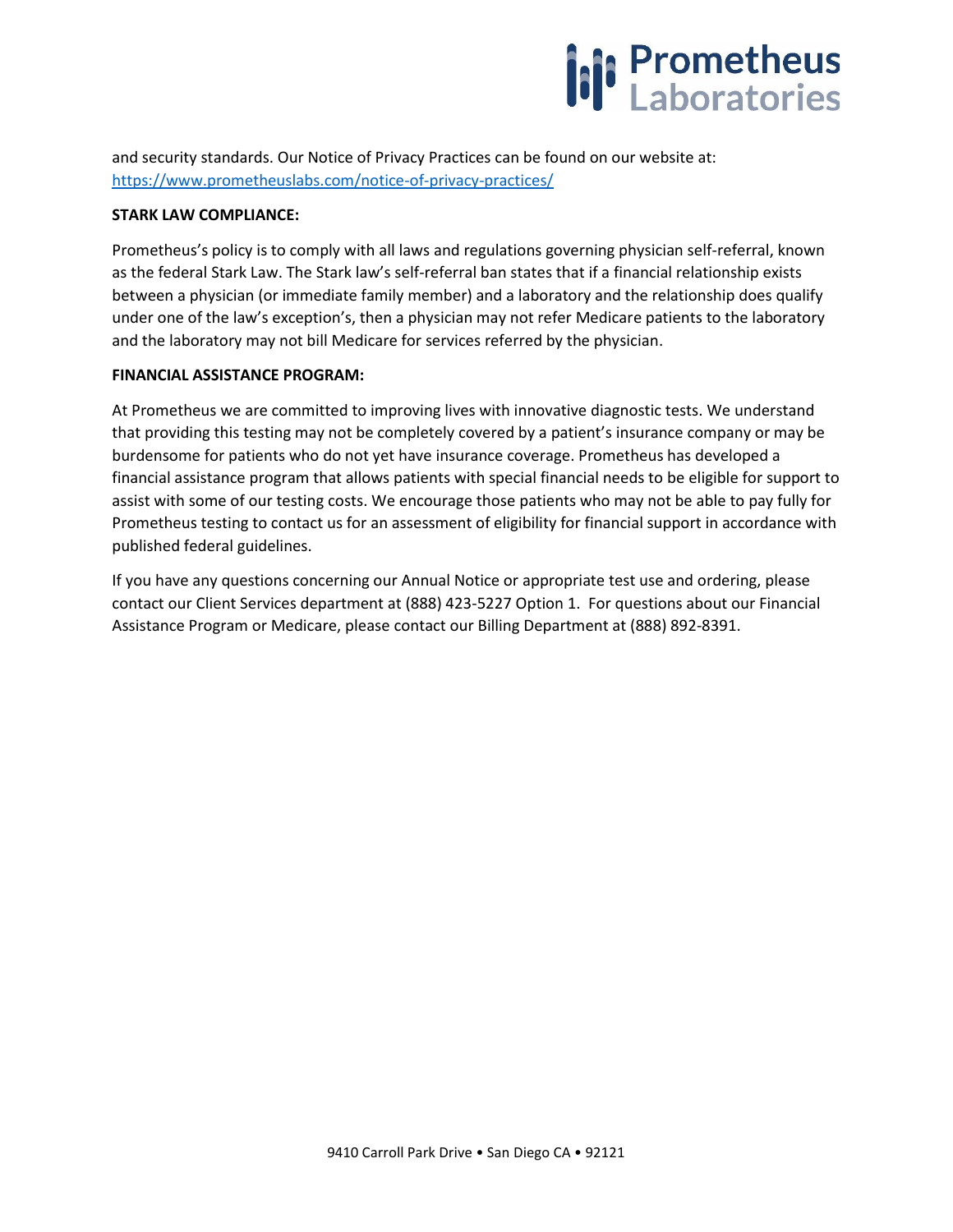and security standards. Our Notice of Privacy Practices can be found on our website at: [https://www.prometheuslabs.com/notice-of-privacy-practices/](https://www.prometheuslabs.com/notice-of-privacy-practices/)

**STARK LAW COMPLIANCE:**

Prometheus's policy is to comply with all laws and regulations governing physician self-referral, known as the federal Stark Law. The Stark law's self-referral ban states that if a financial relationship exists between a physician (or immediate family member) and a laboratory and the relationship does qualify under one of the law's exception's, then a physician may not refer Medicare patients to the laboratory and the laboratory may not bill Medicare for services referred by the physician.

**FINANCIAL ASSISTANCE PROGRAM:**

At Prometheus we are committed to improving lives with innovative diagnostic tests. We understand that providing this testing may not be completely covered by a patient's insurance company or may be burdensome for patients who do not yet have insurance coverage. Prometheus has developed a financial assistance program that allows patients with special financial needs to be eligible for support to assist with some of our testing costs. We encourage those patients who may not be able to pay fully for Prometheus testing to contact us for an assessment of eligibility for financial support in accordance with published federal guidelines.

If you have any questions concerning our Annual Notice or appropriate test use and ordering, please contact our Client Services department at (888) 423-5227 Option 1. For questions about our Financial Assistance Program or Medicare, please contact our Billing Department at (888) 892-8391.